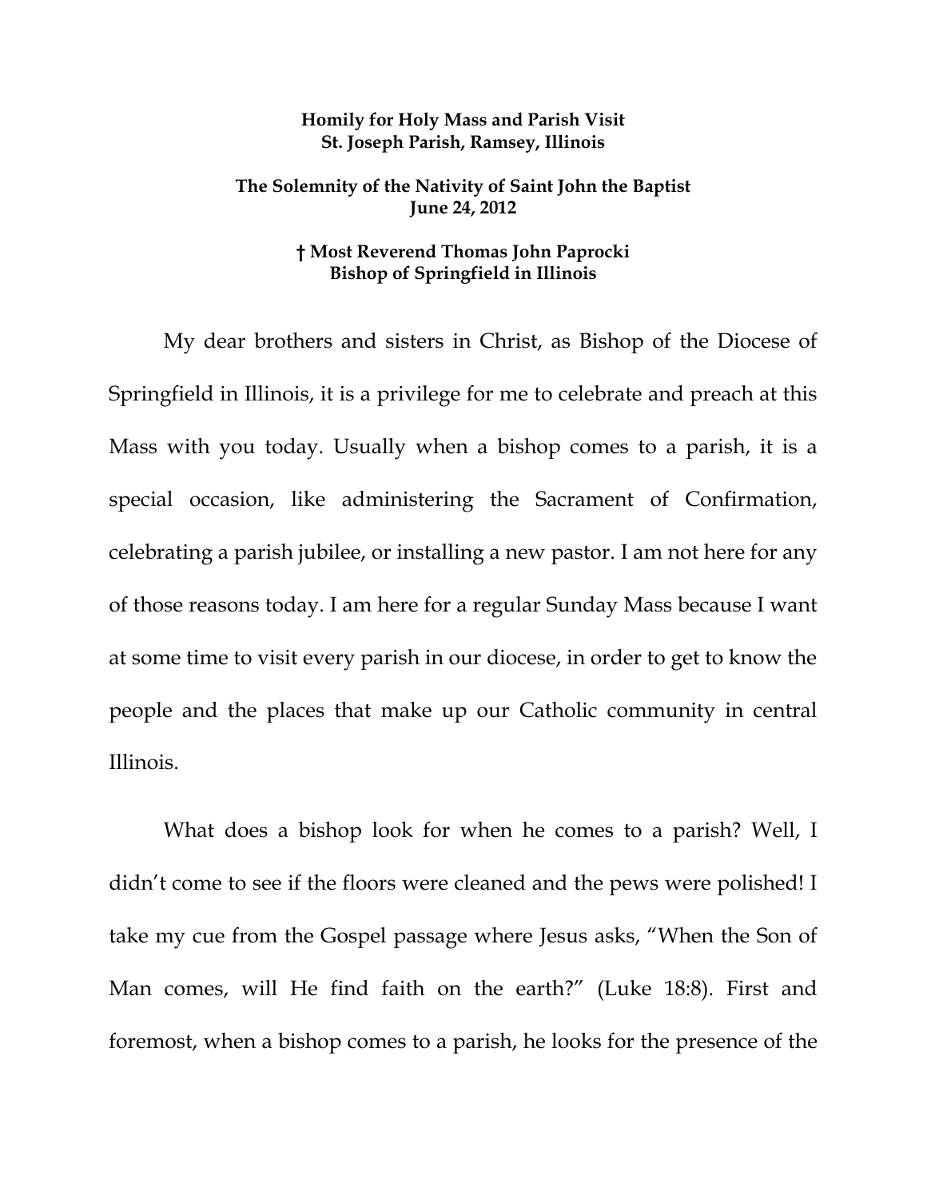**Homily for Holy Mass and Parish Visit**
**St. Joseph Parish, Ramsey, Illinois**

**The Solemnity of the Nativity of Saint John the Baptist**
**June 24, 2012**

**† Most Reverend Thomas John Paprocki**
**Bishop of Springfield in Illinois**

My dear brothers and sisters in Christ, as Bishop of the Diocese of Springfield in Illinois, it is a privilege for me to celebrate and preach at this Mass with you today. Usually when a bishop comes to a parish, it is a special occasion, like administering the Sacrament of Confirmation, celebrating a parish jubilee, or installing a new pastor. I am not here for any of those reasons today. I am here for a regular Sunday Mass because I want at some time to visit every parish in our diocese, in order to get to know the people and the places that make up our Catholic community in central Illinois.

What does a bishop look for when he comes to a parish? Well, I didn't come to see if the floors were cleaned and the pews were polished! I take my cue from the Gospel passage where Jesus asks, "When the Son of Man comes, will He find faith on the earth?" (Luke 18:8). First and foremost, when a bishop comes to a parish, he looks for the presence of the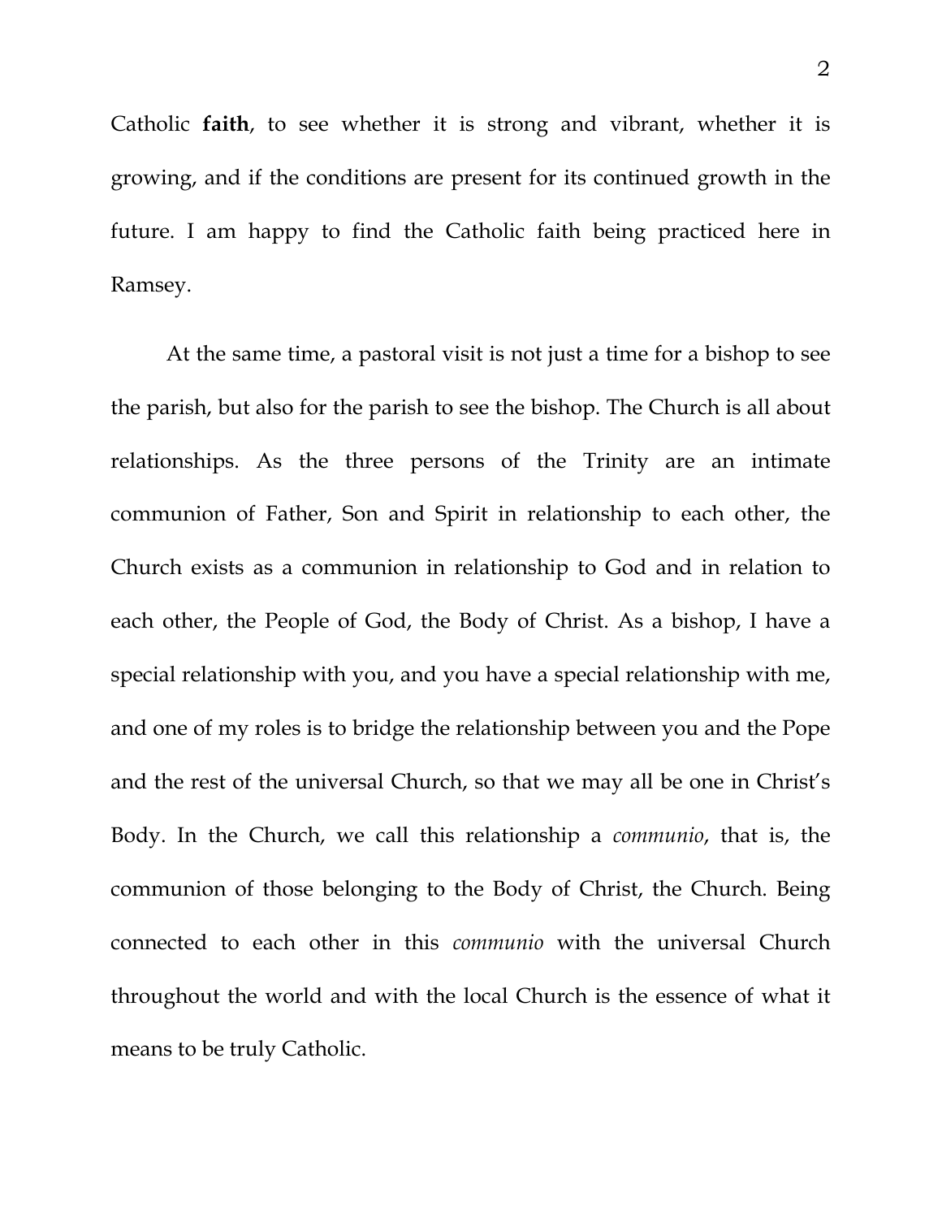Catholic **faith**, to see whether it is strong and vibrant, whether it is growing, and if the conditions are present for its continued growth in the future. I am happy to find the Catholic faith being practiced here in Ramsey.

At the same time, a pastoral visit is not just a time for a bishop to see the parish, but also for the parish to see the bishop. The Church is all about relationships. As the three persons of the Trinity are an intimate communion of Father, Son and Spirit in relationship to each other, the Church exists as a communion in relationship to God and in relation to each other, the People of God, the Body of Christ. As a bishop, I have a special relationship with you, and you have a special relationship with me, and one of my roles is to bridge the relationship between you and the Pope and the rest of the universal Church, so that we may all be one in Christ's Body. In the Church, we call this relationship a *communio*, that is, the communion of those belonging to the Body of Christ, the Church. Being connected to each other in this *communio* with the universal Church throughout the world and with the local Church is the essence of what it means to be truly Catholic.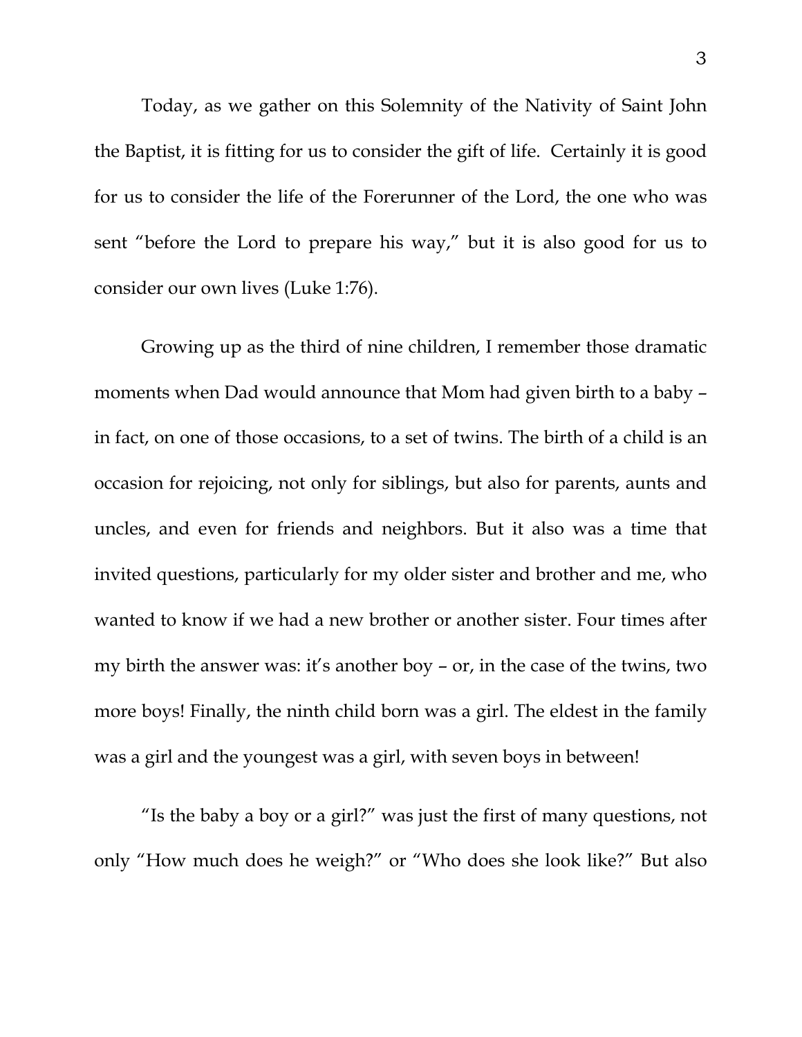Today, as we gather on this Solemnity of the Nativity of Saint John the Baptist, it is fitting for us to consider the gift of life. Certainly it is good for us to consider the life of the Forerunner of the Lord, the one who was sent "before the Lord to prepare his way," but it is also good for us to consider our own lives (Luke 1:76).

Growing up as the third of nine children, I remember those dramatic moments when Dad would announce that Mom had given birth to a baby – in fact, on one of those occasions, to a set of twins. The birth of a child is an occasion for rejoicing, not only for siblings, but also for parents, aunts and uncles, and even for friends and neighbors. But it also was a time that invited questions, particularly for my older sister and brother and me, who wanted to know if we had a new brother or another sister. Four times after my birth the answer was: it's another boy – or, in the case of the twins, two more boys! Finally, the ninth child born was a girl. The eldest in the family was a girl and the youngest was a girl, with seven boys in between!

"Is the baby a boy or a girl?" was just the first of many questions, not only "How much does he weigh?" or "Who does she look like?" But also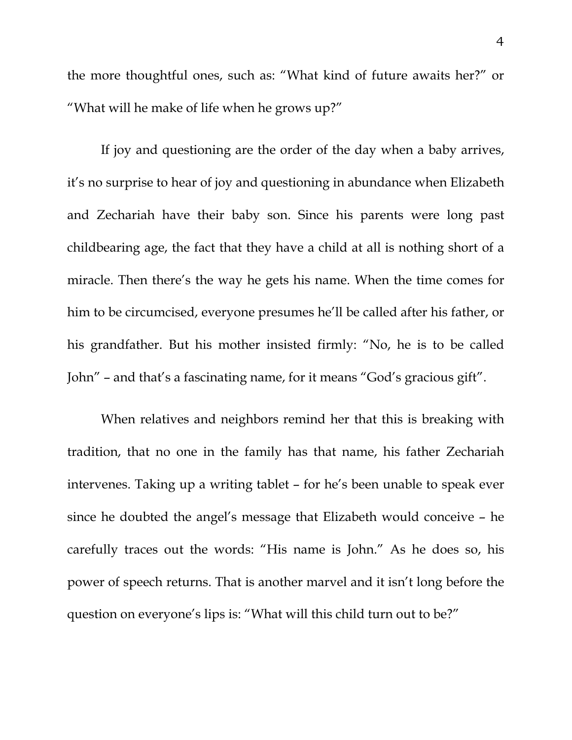the more thoughtful ones, such as: "What kind of future awaits her?" or "What will he make of life when he grows up?"

If joy and questioning are the order of the day when a baby arrives, it's no surprise to hear of joy and questioning in abundance when Elizabeth and Zechariah have their baby son. Since his parents were long past childbearing age, the fact that they have a child at all is nothing short of a miracle. Then there's the way he gets his name. When the time comes for him to be circumcised, everyone presumes he'll be called after his father, or his grandfather. But his mother insisted firmly: "No, he is to be called John" – and that's a fascinating name, for it means "God's gracious gift".

When relatives and neighbors remind her that this is breaking with tradition, that no one in the family has that name, his father Zechariah intervenes. Taking up a writing tablet – for he's been unable to speak ever since he doubted the angel's message that Elizabeth would conceive – he carefully traces out the words: "His name is John." As he does so, his power of speech returns. That is another marvel and it isn't long before the question on everyone's lips is: "What will this child turn out to be?"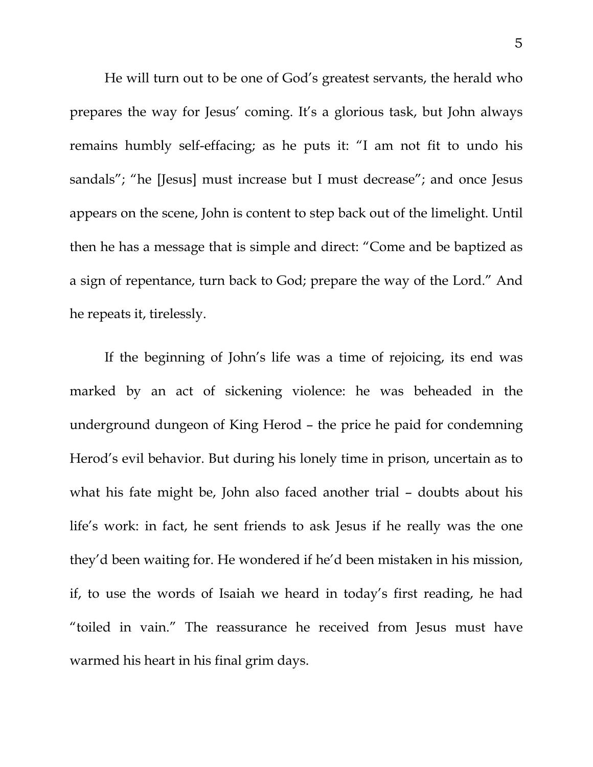He will turn out to be one of God's greatest servants, the herald who prepares the way for Jesus' coming. It's a glorious task, but John always remains humbly self-effacing; as he puts it: "I am not fit to undo his sandals"; "he [Jesus] must increase but I must decrease"; and once Jesus appears on the scene, John is content to step back out of the limelight. Until then he has a message that is simple and direct: "Come and be baptized as a sign of repentance, turn back to God; prepare the way of the Lord." And he repeats it, tirelessly.

If the beginning of John's life was a time of rejoicing, its end was marked by an act of sickening violence: he was beheaded in the underground dungeon of King Herod – the price he paid for condemning Herod's evil behavior. But during his lonely time in prison, uncertain as to what his fate might be, John also faced another trial – doubts about his life's work: in fact, he sent friends to ask Jesus if he really was the one they'd been waiting for. He wondered if he'd been mistaken in his mission, if, to use the words of Isaiah we heard in today's first reading, he had "toiled in vain." The reassurance he received from Jesus must have warmed his heart in his final grim days.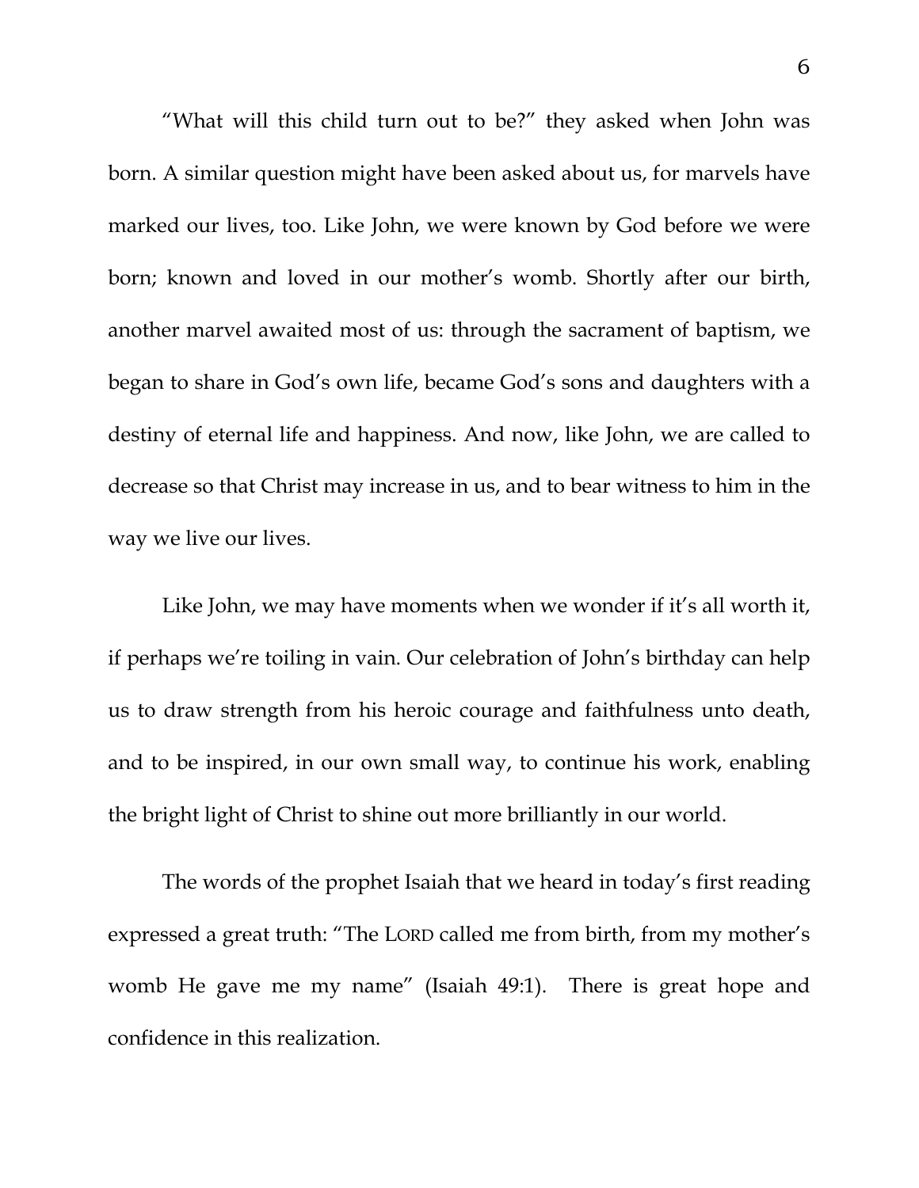"What will this child turn out to be?" they asked when John was born. A similar question might have been asked about us, for marvels have marked our lives, too. Like John, we were known by God before we were born; known and loved in our mother's womb. Shortly after our birth, another marvel awaited most of us: through the sacrament of baptism, we began to share in God's own life, became God's sons and daughters with a destiny of eternal life and happiness. And now, like John, we are called to decrease so that Christ may increase in us, and to bear witness to him in the way we live our lives.

Like John, we may have moments when we wonder if it's all worth it, if perhaps we're toiling in vain. Our celebration of John's birthday can help us to draw strength from his heroic courage and faithfulness unto death, and to be inspired, in our own small way, to continue his work, enabling the bright light of Christ to shine out more brilliantly in our world.

The words of the prophet Isaiah that we heard in today's first reading expressed a great truth: "The LORD called me from birth, from my mother's womb He gave me my name" (Isaiah 49:1). There is great hope and confidence in this realization.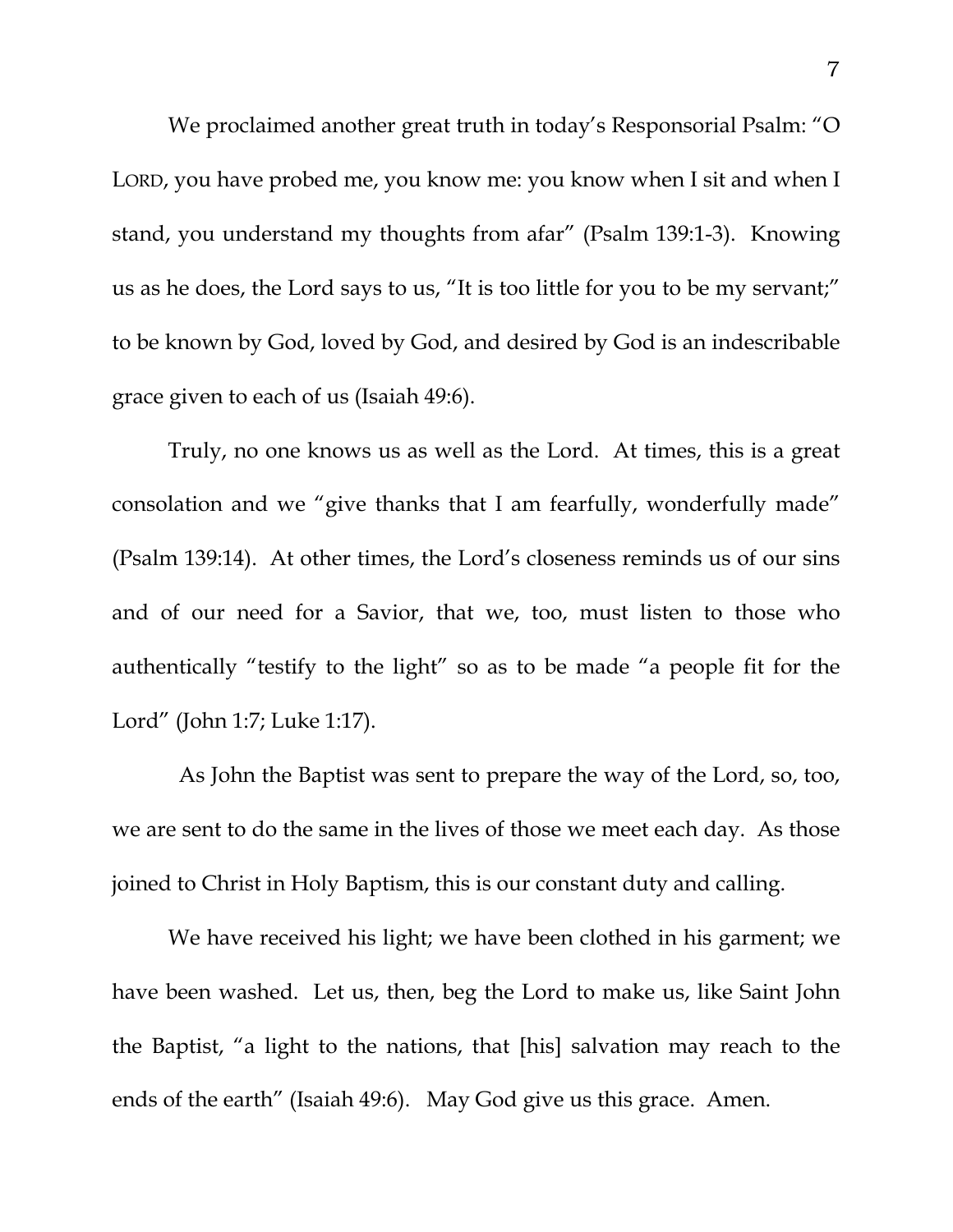We proclaimed another great truth in today's Responsorial Psalm: "O LORD, you have probed me, you know me: you know when I sit and when I stand, you understand my thoughts from afar" (Psalm 139:1-3). Knowing us as he does, the Lord says to us, "It is too little for you to be my servant;" to be known by God, loved by God, and desired by God is an indescribable grace given to each of us (Isaiah 49:6).

Truly, no one knows us as well as the Lord. At times, this is a great consolation and we "give thanks that I am fearfully, wonderfully made" (Psalm 139:14). At other times, the Lord's closeness reminds us of our sins and of our need for a Savior, that we, too, must listen to those who authentically "testify to the light" so as to be made "a people fit for the Lord" (John 1:7; Luke 1:17).

As John the Baptist was sent to prepare the way of the Lord, so, too, we are sent to do the same in the lives of those we meet each day. As those joined to Christ in Holy Baptism, this is our constant duty and calling.

We have received his light; we have been clothed in his garment; we have been washed. Let us, then, beg the Lord to make us, like Saint John the Baptist, "a light to the nations, that [his] salvation may reach to the ends of the earth" (Isaiah 49:6). May God give us this grace. Amen.